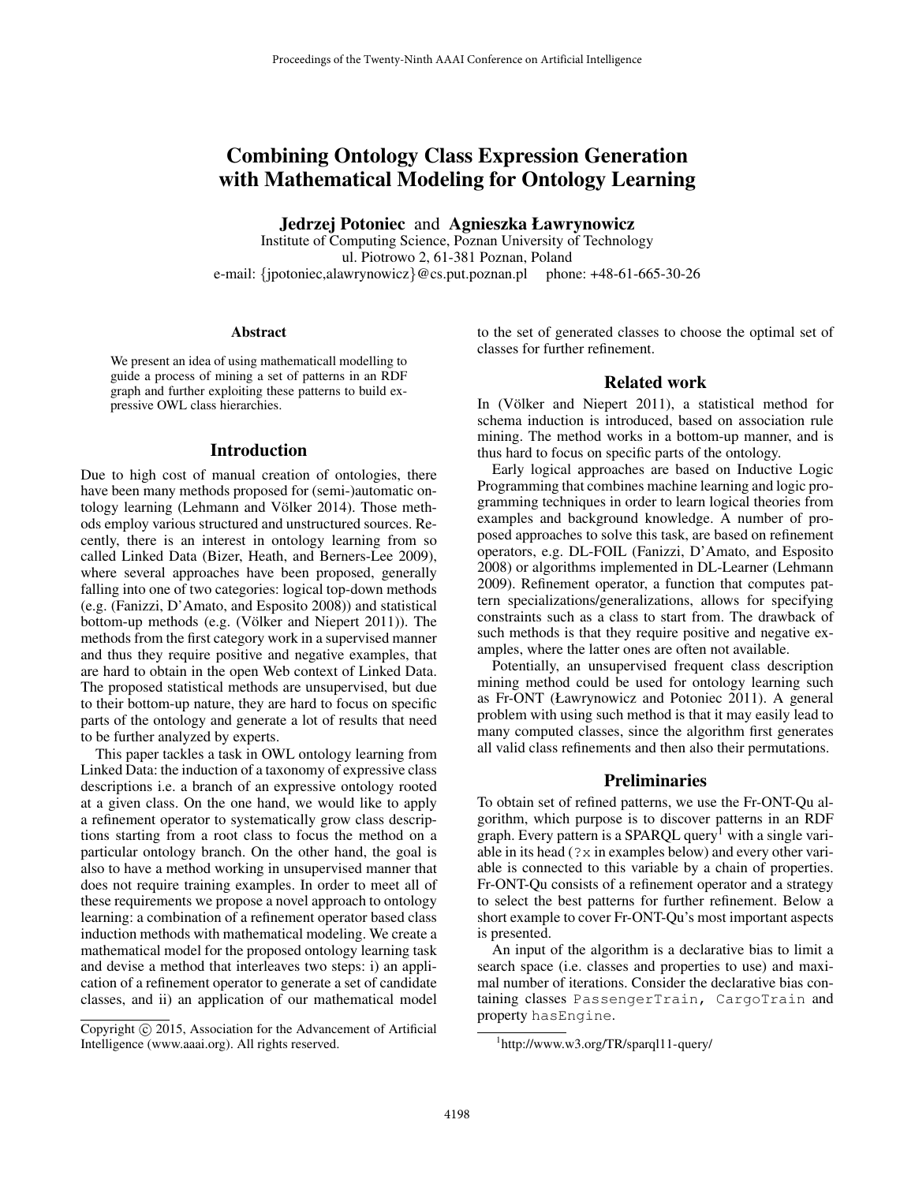# Combining Ontology Class Expression Generation with Mathematical Modeling for Ontology Learning

**Jedrzej Potoniec** and **Agnieszka Ławrynowicz**
Institute of Computing Science, Poznan University of Technology
ul. Piotrowo 2, 61-381 Poznan, Poland
e-mail: {jpotoniec,alawrynowicz}@cs.put.poznan.pl phone: +48-61-665-30-26

### Abstract

We present an idea of using mathematicall modelling to guide a process of mining a set of patterns in an RDF graph and further exploiting these patterns to build expressive OWL class hierarchies.

## Introduction

Due to high cost of manual creation of ontologies, there have been many methods proposed for (semi-)automatic ontology learning (Lehmann and Völker 2014). Those methods employ various structured and unstructured sources. Recently, there is an interest in ontology learning from so called Linked Data (Bizer, Heath, and Berners-Lee 2009), where several approaches have been proposed, generally falling into one of two categories: logical top-down methods (e.g. (Fanizzi, D'Amato, and Esposito 2008)) and statistical bottom-up methods (e.g. (Völker and Niepert 2011)). The methods from the first category work in a supervised manner and thus they require positive and negative examples, that are hard to obtain in the open Web context of Linked Data. The proposed statistical methods are unsupervised, but due to their bottom-up nature, they are hard to focus on specific parts of the ontology and generate a lot of results that need to be further analyzed by experts.

This paper tackles a task in OWL ontology learning from Linked Data: the induction of a taxonomy of expressive class descriptions i.e. a branch of an expressive ontology rooted at a given class. On the one hand, we would like to apply a refinement operator to systematically grow class descriptions starting from a root class to focus the method on a particular ontology branch. On the other hand, the goal is also to have a method working in unsupervised manner that does not require training examples. In order to meet all of these requirements we propose a novel approach to ontology learning: a combination of a refinement operator based class induction methods with mathematical modeling. We create a mathematical model for the proposed ontology learning task and devise a method that interleaves two steps: i) an application of a refinement operator to generate a set of candidate classes, and ii) an application of our mathematical model to the set of generated classes to choose the optimal set of classes for further refinement.

Copyright © 2015, Association for the Advancement of Artificial Intelligence (www.aaai.org). All rights reserved.

## Related work

In (Völker and Niepert 2011), a statistical method for schema induction is introduced, based on association rule mining. The method works in a bottom-up manner, and is thus hard to focus on specific parts of the ontology.

Early logical approaches are based on Inductive Logic Programming that combines machine learning and logic programming techniques in order to learn logical theories from examples and background knowledge. A number of proposed approaches to solve this task, are based on refinement operators, e.g. DL-FOIL (Fanizzi, D'Amato, and Esposito 2008) or algorithms implemented in DL-Learner (Lehmann 2009). Refinement operator, a function that computes pattern specializations/generalizations, allows for specifying constraints such as a class to start from. The drawback of such methods is that they require positive and negative examples, where the latter ones are often not available.

Potentially, an unsupervised frequent class description mining method could be used for ontology learning such as Fr-ONT (Ławrynowicz and Potoniec 2011). A general problem with using such method is that it may easily lead to many computed classes, since the algorithm first generates all valid class refinements and then also their permutations.

## Preliminaries

To obtain set of refined patterns, we use the Fr-ONT-Qu algorithm, which purpose is to discover patterns in an RDF graph. Every pattern is a SPARQL query[1] with a single variable in its head (`?x` in examples below) and every other variable is connected to this variable by a chain of properties. Fr-ONT-Qu consists of a refinement operator and a strategy to select the best patterns for further refinement. Below a short example to cover Fr-ONT-Qu's most important aspects is presented.

An input of the algorithm is a declarative bias to limit a search space (i.e. classes and properties to use) and maximal number of iterations. Consider the declarative bias containing classes `PassengerTrain`, `CargoTrain` and property `hasEngine`.

[1] http://www.w3.org/TR/sparql11-query/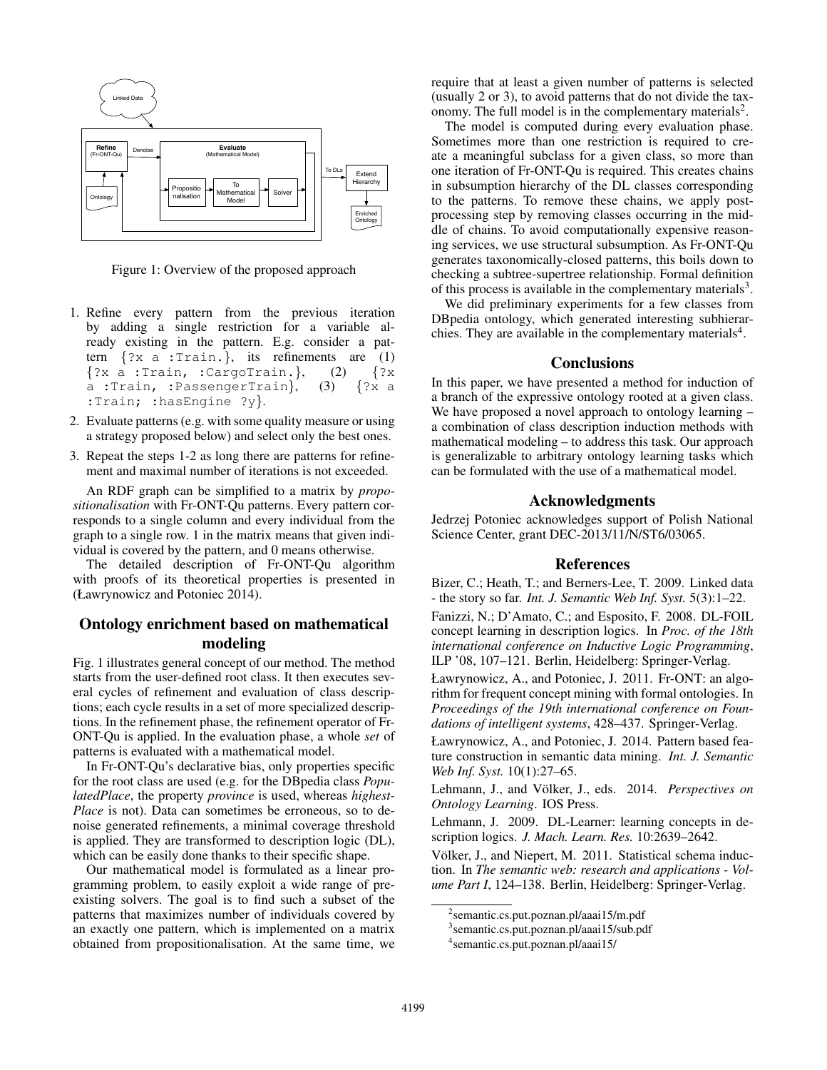Linked Data

Refine (Fr-ONT-Qu)

Denoise

Evaluate (Mathematical Model)

Ontology

Propositionalisation

To Mathematical Model

Solver

To DLs

Extend Hierarchy

Enriched Ontology

Figure 1: Overview of the proposed approach

1. Refine every pattern from the previous iteration by adding a single restriction for a variable already existing in the pattern. E.g. consider a pattern `{?x a :Train.}`, its refinements are (1) `{?x a :Train, :CargoTrain.}`, (2) `{?x a :Train, :PassengerTrain}`, (3) `{?x a :Train; :hasEngine ?y}`.
2. Evaluate patterns (e.g. with some quality measure or using a strategy proposed below) and select only the best ones.
3. Repeat the steps 1-2 as long there are patterns for refinement and maximal number of iterations is not exceeded.

An RDF graph can be simplified to a matrix by *propositionalisation* with Fr-ONT-Qu patterns. Every pattern corresponds to a single column and every individual from the graph to a single row. 1 in the matrix means that given individual is covered by the pattern, and 0 means otherwise.

The detailed description of Fr-ONT-Qu algorithm with proofs of its theoretical properties is presented in (Ławrynowicz and Potoniec 2014).

## Ontology enrichment based on mathematical modeling

Fig. 1 illustrates general concept of our method. The method starts from the user-defined root class. It then executes several cycles of refinement and evaluation of class descriptions; each cycle results in a set of more specialized descriptions. In the refinement phase, the refinement operator of Fr-ONT-Qu is applied. In the evaluation phase, a whole *set* of patterns is evaluated with a mathematical model.

In Fr-ONT-Qu's declarative bias, only properties specific for the root class are used (e.g. for the DBpedia class *PopulatedPlace*, the property *province* is used, whereas *highestPlace* is not). Data can sometimes be erroneous, so to denoise generated refinements, a minimal coverage threshold is applied. They are transformed to description logic (DL), which can be easily done thanks to their specific shape.

Our mathematical model is formulated as a linear programming problem, to easily exploit a wide range of preexisting solvers. The goal is to find such a subset of the patterns that maximizes number of individuals covered by an exactly one pattern, which is implemented on a matrix obtained from propositionalisation. At the same time, we require that at least a given number of patterns is selected (usually 2 or 3), to avoid patterns that do not divide the taxonomy. The full model is in the complementary materials[2].

The model is computed during every evaluation phase. Sometimes more than one restriction is required to create a meaningful subclass for a given class, so more than one iteration of Fr-ONT-Qu is required. This creates chains in subsumption hierarchy of the DL classes corresponding to the patterns. To remove these chains, we apply post-processing step by removing classes occurring in the middle of chains. To avoid computationally expensive reasoning services, we use structural subsumption. As Fr-ONT-Qu generates taxonomically-closed patterns, this boils down to checking a subtree-supertree relationship. Formal definition of this process is available in the complementary materials[3].

We did preliminary experiments for a few classes from DBpedia ontology, which generated interesting subhierarchies. They are available in the complementary materials[4].

## Conclusions

In this paper, we have presented a method for induction of a branch of the expressive ontology rooted at a given class. We have proposed a novel approach to ontology learning – a combination of class description induction methods with mathematical modeling – to address this task. Our approach is generalizable to arbitrary ontology learning tasks which can be formulated with the use of a mathematical model.

## Acknowledgments

Jedrzej Potoniec acknowledges support of Polish National Science Center, grant DEC-2013/11/N/ST6/03065.

## References

Bizer, C.; Heath, T.; and Berners-Lee, T. 2009. Linked data - the story so far. *Int. J. Semantic Web Inf. Syst.* 5(3):1–22.

Fanizzi, N.; D'Amato, C.; and Esposito, F. 2008. DL-FOIL concept learning in description logics. In *Proc. of the 18th international conference on Inductive Logic Programming*, ILP '08, 107–121. Berlin, Heidelberg: Springer-Verlag.

Ławrynowicz, A., and Potoniec, J. 2011. Fr-ONT: an algorithm for frequent concept mining with formal ontologies. In *Proceedings of the 19th international conference on Foundations of intelligent systems*, 428–437. Springer-Verlag.

Ławrynowicz, A., and Potoniec, J. 2014. Pattern based feature construction in semantic data mining. *Int. J. Semantic Web Inf. Syst.* 10(1):27–65.

Lehmann, J., and Völker, J., eds. 2014. *Perspectives on Ontology Learning*. IOS Press.

Lehmann, J. 2009. DL-Learner: learning concepts in description logics. *J. Mach. Learn. Res.* 10:2639–2642.

Völker, J., and Niepert, M. 2011. Statistical schema induction. In *The semantic web: research and applications - Volume Part I*, 124–138. Berlin, Heidelberg: Springer-Verlag.

[2] semantic.cs.put.poznan.pl/aaai15/m.pdf

[3] semantic.cs.put.poznan.pl/aaai15/sub.pdf

[4] semantic.cs.put.poznan.pl/aaai15/